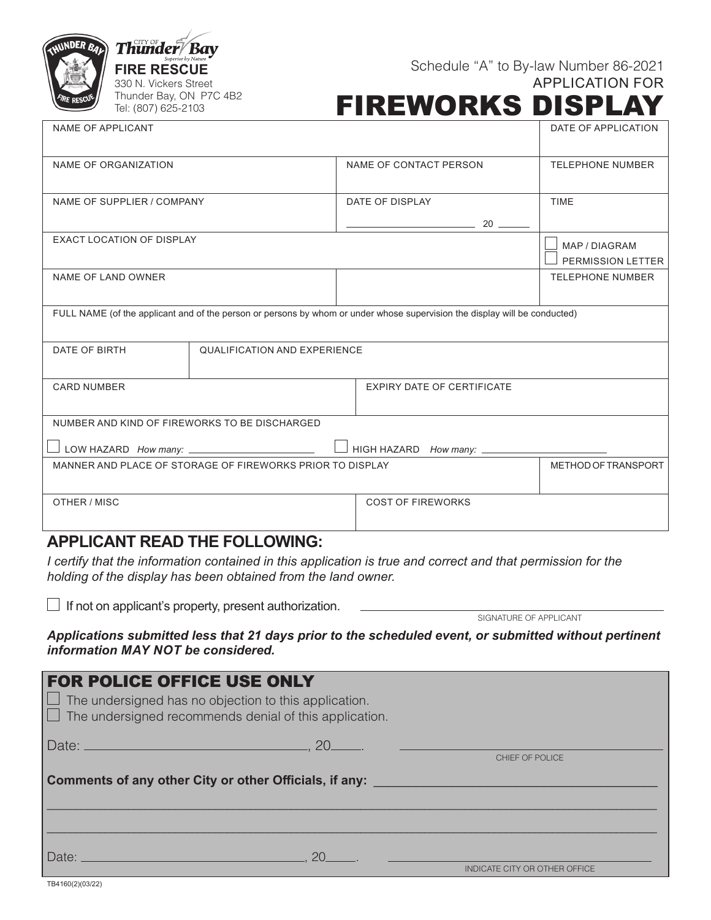FIRE RESCUE
330 N. Vickers Street
Thunder Bay, ON P7C 4B2
Tel: (807) 625-2103

Schedule "A" to By-law Number 86-2021

APPLICATION FOR

# FIREWORKS DISPLAY

| NAME OF APPLICANT | | DATE OF APPLICATION |
|---|---|---|
| NAME OF ORGANIZATION | NAME OF CONTACT PERSON | TELEPHONE NUMBER |
| NAME OF SUPPLIER / COMPANY | DATE OF DISPLAY ______________ 20 ____ | TIME |
| EXACT LOCATION OF DISPLAY | | ☐ MAP / DIAGRAM ☐ PERMISSION LETTER |
| NAME OF LAND OWNER | | TELEPHONE NUMBER |

FULL NAME (of the applicant and of the person or persons by whom or under whose supervision the display will be conducted)

| DATE OF BIRTH | QUALIFICATION AND EXPERIENCE |
|---|---|

| CARD NUMBER | EXPIRY DATE OF CERTIFICATE |
|---|---|

NUMBER AND KIND OF FIREWORKS TO BE DISCHARGED

☐ LOW HAZARD *How many:* ______________ ☐ HIGH HAZARD *How many:* ______________

| MANNER AND PLACE OF STORAGE OF FIREWORKS PRIOR TO DISPLAY | METHOD OF TRANSPORT |
|---|---|

| OTHER / MISC | COST OF FIREWORKS |
|---|---|

## APPLICANT READ THE FOLLOWING:

*I certify that the information contained in this application is true and correct and that permission for the holding of the display has been obtained from the land owner.*

☐ If not on applicant's property, present authorization.

______________________________
SIGNATURE OF APPLICANT

***Applications submitted less that 21 days prior to the scheduled event, or submitted without pertinent information MAY NOT be considered.***

## FOR POLICE OFFICE USE ONLY

☐ The undersigned has no objection to this application.
☐ The undersigned recommends denial of this application.

Date: ______________________, 20____.

______________________________
CHIEF OF POLICE

**Comments of any other City or other Officials, if any:** ______________________________

______________________________________________________________

______________________________________________________________

Date: ______________________, 20____.

______________________________
INDICATE CITY OR OTHER OFFICE

TB4160(2)(03/22)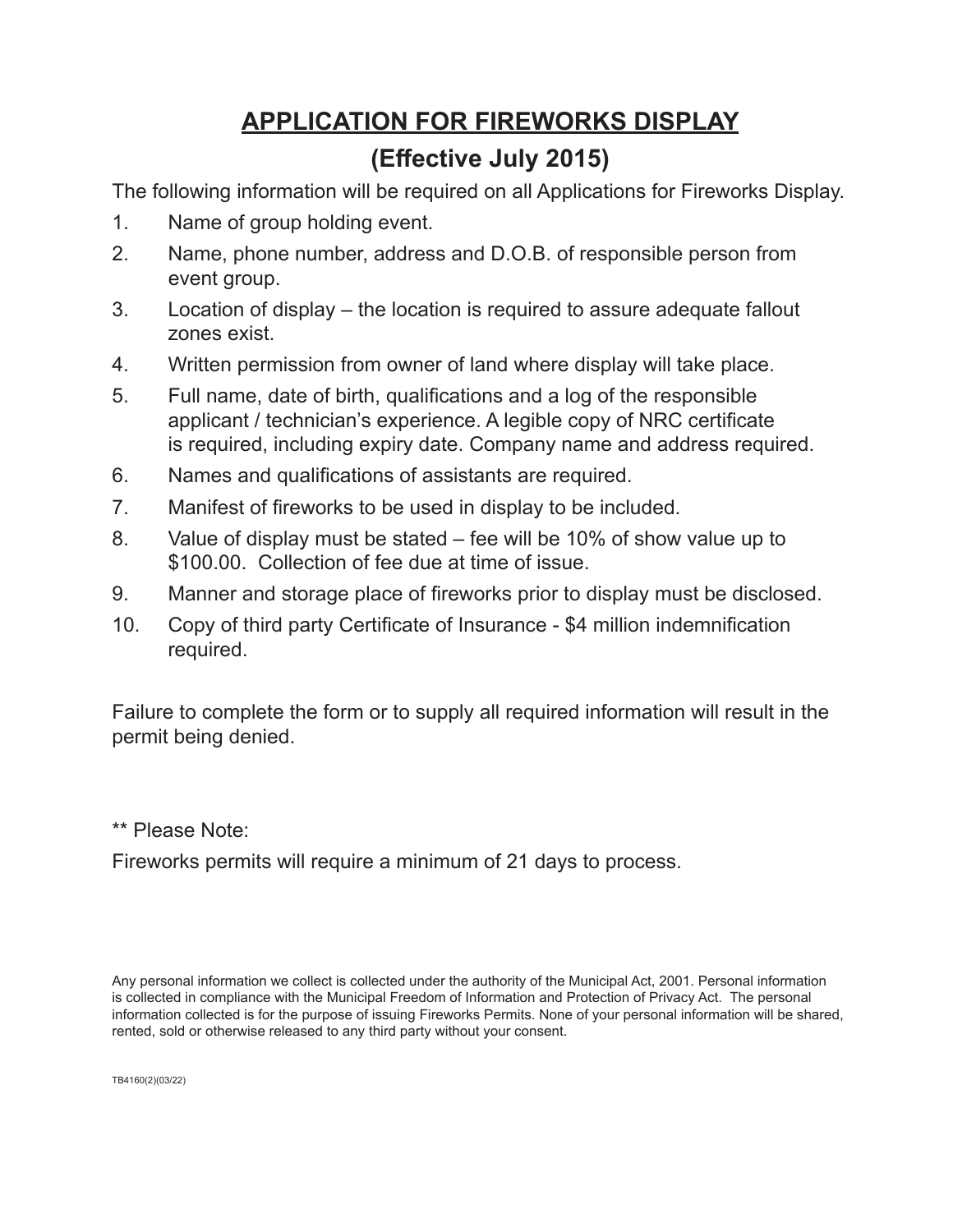# APPLICATION FOR FIREWORKS DISPLAY

## (Effective July 2015)

The following information will be required on all Applications for Fireworks Display.

1. Name of group holding event.
2. Name, phone number, address and D.O.B. of responsible person from event group.
3. Location of display – the location is required to assure adequate fallout zones exist.
4. Written permission from owner of land where display will take place.
5. Full name, date of birth, qualifications and a log of the responsible applicant / technician's experience. A legible copy of NRC certificate is required, including expiry date. Company name and address required.
6. Names and qualifications of assistants are required.
7. Manifest of fireworks to be used in display to be included.
8. Value of display must be stated – fee will be 10% of show value up to $100.00. Collection of fee due at time of issue.
9. Manner and storage place of fireworks prior to display must be disclosed.
10. Copy of third party Certificate of Insurance - $4 million indemnification required.

Failure to complete the form or to supply all required information will result in the permit being denied.

** Please Note:

Fireworks permits will require a minimum of 21 days to process.

Any personal information we collect is collected under the authority of the Municipal Act, 2001. Personal information is collected in compliance with the Municipal Freedom of Information and Protection of Privacy Act. The personal information collected is for the purpose of issuing Fireworks Permits. None of your personal information will be shared, rented, sold or otherwise released to any third party without your consent.

TB4160(2)(03/22)